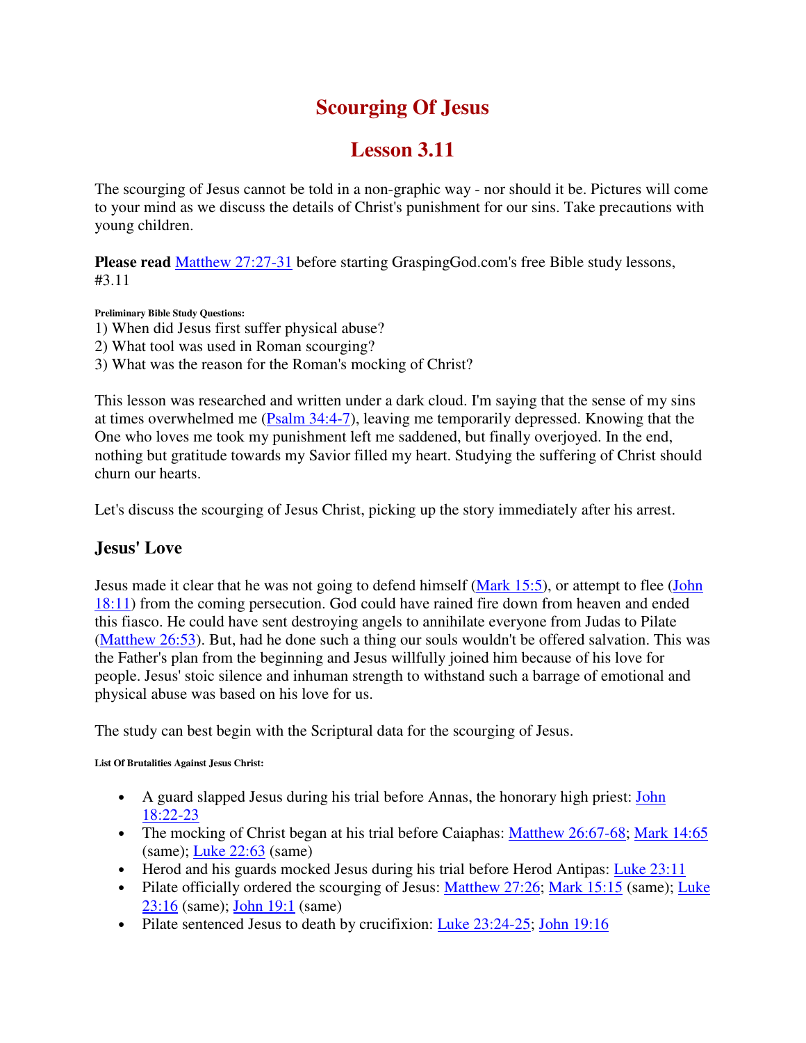# Scourging Of Jesus

# Lesson 3.11

The scourging of Jesus cannot be told in a non-graphic way - nor should it be. Pictures will come to your mind as we discuss the details of Christ's punishment for our sins. Take precautions with young children.

**Please read** Matthew 27:27-31 before starting GraspingGod.com's free Bible study lessons, #3.11

**Preliminary Bible Study Questions:**

1) When did Jesus first suffer physical abuse?
2) What tool was used in Roman scourging?
3) What was the reason for the Roman's mocking of Christ?

This lesson was researched and written under a dark cloud. I'm saying that the sense of my sins at times overwhelmed me (Psalm 34:4-7), leaving me temporarily depressed. Knowing that the One who loves me took my punishment left me saddened, but finally overjoyed. In the end, nothing but gratitude towards my Savior filled my heart. Studying the suffering of Christ should churn our hearts.

Let's discuss the scourging of Jesus Christ, picking up the story immediately after his arrest.

## Jesus' Love

Jesus made it clear that he was not going to defend himself (Mark 15:5), or attempt to flee (John 18:11) from the coming persecution. God could have rained fire down from heaven and ended this fiasco. He could have sent destroying angels to annihilate everyone from Judas to Pilate (Matthew 26:53). But, had he done such a thing our souls wouldn't be offered salvation. This was the Father's plan from the beginning and Jesus willfully joined him because of his love for people. Jesus' stoic silence and inhuman strength to withstand such a barrage of emotional and physical abuse was based on his love for us.

The study can best begin with the Scriptural data for the scourging of Jesus.

**List Of Brutalities Against Jesus Christ:**

- A guard slapped Jesus during his trial before Annas, the honorary high priest: John 18:22-23
- The mocking of Christ began at his trial before Caiaphas: Matthew 26:67-68; Mark 14:65 (same); Luke 22:63 (same)
- Herod and his guards mocked Jesus during his trial before Herod Antipas: Luke 23:11
- Pilate officially ordered the scourging of Jesus: Matthew 27:26; Mark 15:15 (same); Luke 23:16 (same); John 19:1 (same)
- Pilate sentenced Jesus to death by crucifixion: Luke 23:24-25; John 19:16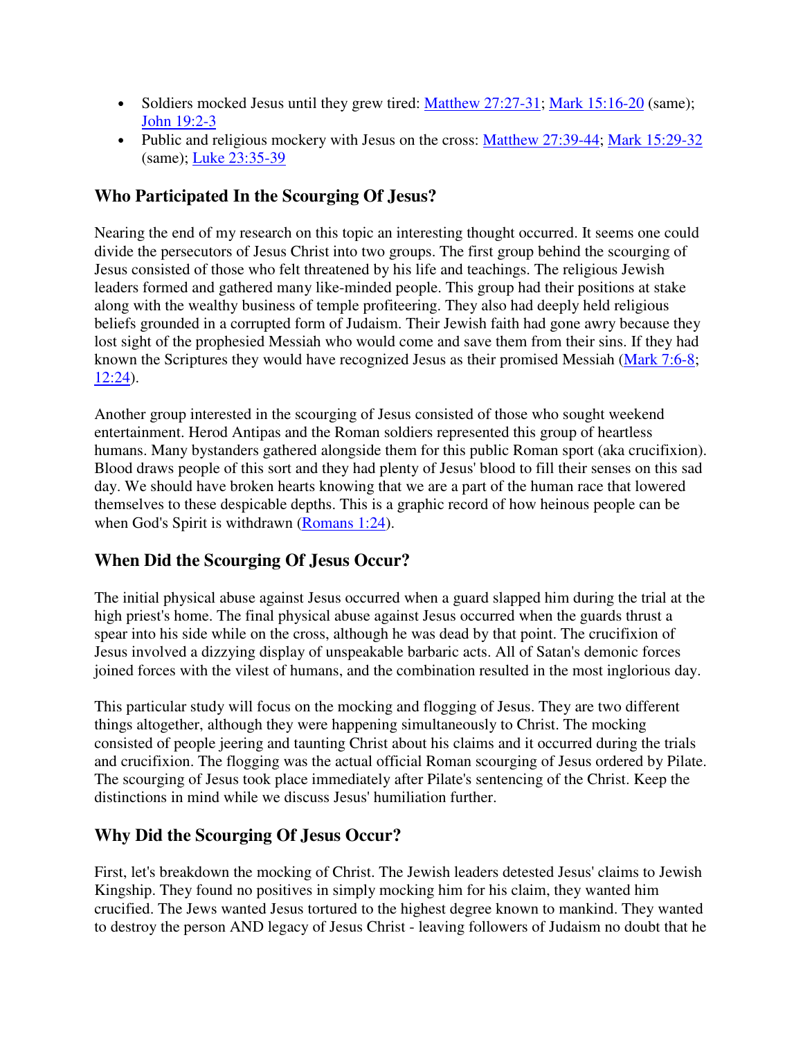- Soldiers mocked Jesus until they grew tired: Matthew 27:27-31; Mark 15:16-20 (same); John 19:2-3
- Public and religious mockery with Jesus on the cross: Matthew 27:39-44; Mark 15:29-32 (same); Luke 23:35-39

## Who Participated In the Scourging Of Jesus?

Nearing the end of my research on this topic an interesting thought occurred. It seems one could divide the persecutors of Jesus Christ into two groups. The first group behind the scourging of Jesus consisted of those who felt threatened by his life and teachings. The religious Jewish leaders formed and gathered many like-minded people. This group had their positions at stake along with the wealthy business of temple profiteering. They also had deeply held religious beliefs grounded in a corrupted form of Judaism. Their Jewish faith had gone awry because they lost sight of the prophesied Messiah who would come and save them from their sins. If they had known the Scriptures they would have recognized Jesus as their promised Messiah (Mark 7:6-8; 12:24).

Another group interested in the scourging of Jesus consisted of those who sought weekend entertainment. Herod Antipas and the Roman soldiers represented this group of heartless humans. Many bystanders gathered alongside them for this public Roman sport (aka crucifixion). Blood draws people of this sort and they had plenty of Jesus' blood to fill their senses on this sad day. We should have broken hearts knowing that we are a part of the human race that lowered themselves to these despicable depths. This is a graphic record of how heinous people can be when God's Spirit is withdrawn (Romans 1:24).

## When Did the Scourging Of Jesus Occur?

The initial physical abuse against Jesus occurred when a guard slapped him during the trial at the high priest's home. The final physical abuse against Jesus occurred when the guards thrust a spear into his side while on the cross, although he was dead by that point. The crucifixion of Jesus involved a dizzying display of unspeakable barbaric acts. All of Satan's demonic forces joined forces with the vilest of humans, and the combination resulted in the most inglorious day.

This particular study will focus on the mocking and flogging of Jesus. They are two different things altogether, although they were happening simultaneously to Christ. The mocking consisted of people jeering and taunting Christ about his claims and it occurred during the trials and crucifixion. The flogging was the actual official Roman scourging of Jesus ordered by Pilate. The scourging of Jesus took place immediately after Pilate's sentencing of the Christ. Keep the distinctions in mind while we discuss Jesus' humiliation further.

## Why Did the Scourging Of Jesus Occur?

First, let's breakdown the mocking of Christ. The Jewish leaders detested Jesus' claims to Jewish Kingship. They found no positives in simply mocking him for his claim, they wanted him crucified. The Jews wanted Jesus tortured to the highest degree known to mankind. They wanted to destroy the person AND legacy of Jesus Christ - leaving followers of Judaism no doubt that he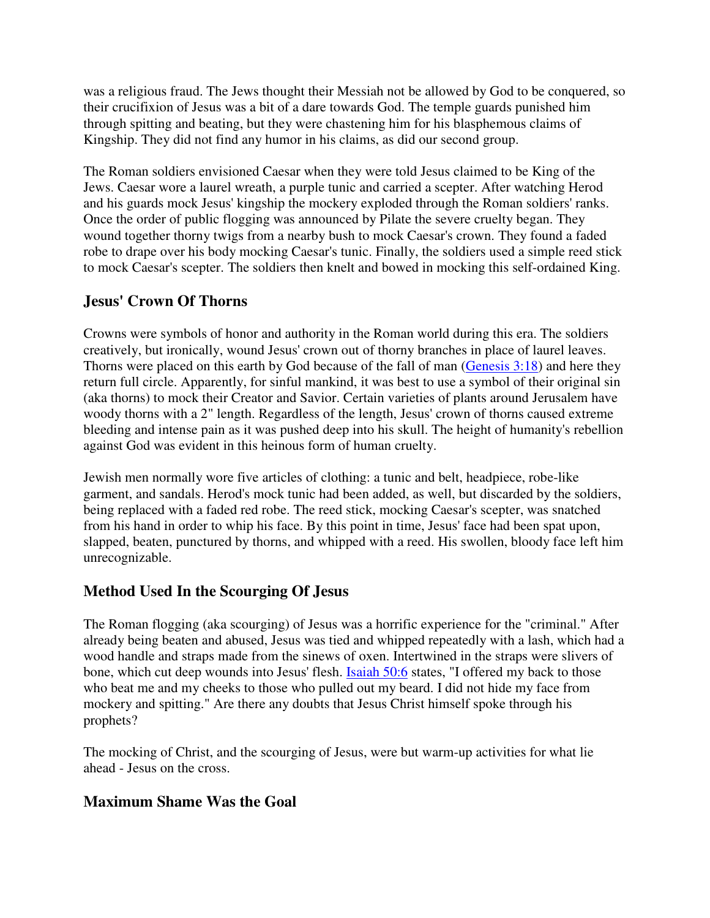was a religious fraud. The Jews thought their Messiah not be allowed by God to be conquered, so their crucifixion of Jesus was a bit of a dare towards God. The temple guards punished him through spitting and beating, but they were chastening him for his blasphemous claims of Kingship. They did not find any humor in his claims, as did our second group.

The Roman soldiers envisioned Caesar when they were told Jesus claimed to be King of the Jews. Caesar wore a laurel wreath, a purple tunic and carried a scepter. After watching Herod and his guards mock Jesus' kingship the mockery exploded through the Roman soldiers' ranks. Once the order of public flogging was announced by Pilate the severe cruelty began. They wound together thorny twigs from a nearby bush to mock Caesar's crown. They found a faded robe to drape over his body mocking Caesar's tunic. Finally, the soldiers used a simple reed stick to mock Caesar's scepter. The soldiers then knelt and bowed in mocking this self-ordained King.

## Jesus' Crown Of Thorns

Crowns were symbols of honor and authority in the Roman world during this era. The soldiers creatively, but ironically, wound Jesus' crown out of thorny branches in place of laurel leaves. Thorns were placed on this earth by God because of the fall of man (Genesis 3:18) and here they return full circle. Apparently, for sinful mankind, it was best to use a symbol of their original sin (aka thorns) to mock their Creator and Savior. Certain varieties of plants around Jerusalem have woody thorns with a 2" length. Regardless of the length, Jesus' crown of thorns caused extreme bleeding and intense pain as it was pushed deep into his skull. The height of humanity's rebellion against God was evident in this heinous form of human cruelty.

Jewish men normally wore five articles of clothing: a tunic and belt, headpiece, robe-like garment, and sandals. Herod's mock tunic had been added, as well, but discarded by the soldiers, being replaced with a faded red robe. The reed stick, mocking Caesar's scepter, was snatched from his hand in order to whip his face. By this point in time, Jesus' face had been spat upon, slapped, beaten, punctured by thorns, and whipped with a reed. His swollen, bloody face left him unrecognizable.

## Method Used In the Scourging Of Jesus

The Roman flogging (aka scourging) of Jesus was a horrific experience for the "criminal." After already being beaten and abused, Jesus was tied and whipped repeatedly with a lash, which had a wood handle and straps made from the sinews of oxen. Intertwined in the straps were slivers of bone, which cut deep wounds into Jesus' flesh. Isaiah 50:6 states, "I offered my back to those who beat me and my cheeks to those who pulled out my beard. I did not hide my face from mockery and spitting." Are there any doubts that Jesus Christ himself spoke through his prophets?

The mocking of Christ, and the scourging of Jesus, were but warm-up activities for what lie ahead - Jesus on the cross.

## Maximum Shame Was the Goal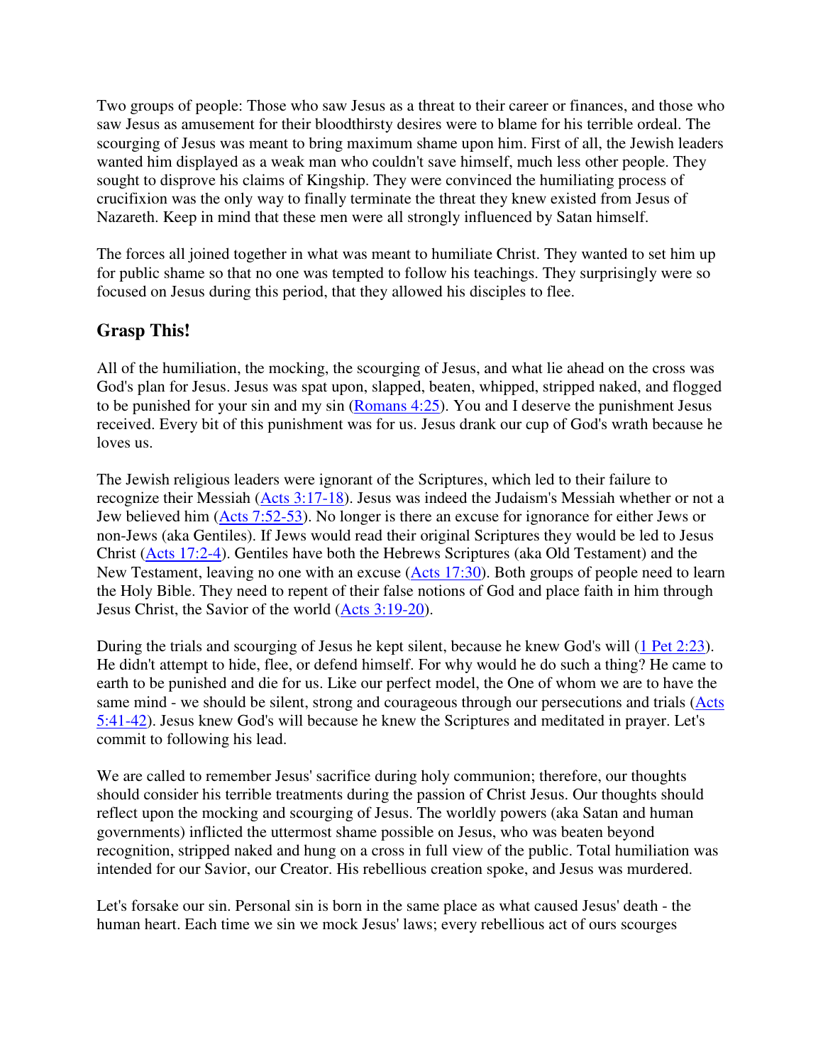Two groups of people: Those who saw Jesus as a threat to their career or finances, and those who saw Jesus as amusement for their bloodthirsty desires were to blame for his terrible ordeal. The scourging of Jesus was meant to bring maximum shame upon him. First of all, the Jewish leaders wanted him displayed as a weak man who couldn't save himself, much less other people. They sought to disprove his claims of Kingship. They were convinced the humiliating process of crucifixion was the only way to finally terminate the threat they knew existed from Jesus of Nazareth. Keep in mind that these men were all strongly influenced by Satan himself.

The forces all joined together in what was meant to humiliate Christ. They wanted to set him up for public shame so that no one was tempted to follow his teachings. They surprisingly were so focused on Jesus during this period, that they allowed his disciples to flee.

## Grasp This!

All of the humiliation, the mocking, the scourging of Jesus, and what lie ahead on the cross was God's plan for Jesus. Jesus was spat upon, slapped, beaten, whipped, stripped naked, and flogged to be punished for your sin and my sin (Romans 4:25). You and I deserve the punishment Jesus received. Every bit of this punishment was for us. Jesus drank our cup of God's wrath because he loves us.

The Jewish religious leaders were ignorant of the Scriptures, which led to their failure to recognize their Messiah (Acts 3:17-18). Jesus was indeed the Judaism's Messiah whether or not a Jew believed him (Acts 7:52-53). No longer is there an excuse for ignorance for either Jews or non-Jews (aka Gentiles). If Jews would read their original Scriptures they would be led to Jesus Christ (Acts 17:2-4). Gentiles have both the Hebrews Scriptures (aka Old Testament) and the New Testament, leaving no one with an excuse (Acts 17:30). Both groups of people need to learn the Holy Bible. They need to repent of their false notions of God and place faith in him through Jesus Christ, the Savior of the world (Acts 3:19-20).

During the trials and scourging of Jesus he kept silent, because he knew God's will (1 Pet 2:23). He didn't attempt to hide, flee, or defend himself. For why would he do such a thing? He came to earth to be punished and die for us. Like our perfect model, the One of whom we are to have the same mind - we should be silent, strong and courageous through our persecutions and trials (Acts 5:41-42). Jesus knew God's will because he knew the Scriptures and meditated in prayer. Let's commit to following his lead.

We are called to remember Jesus' sacrifice during holy communion; therefore, our thoughts should consider his terrible treatments during the passion of Christ Jesus. Our thoughts should reflect upon the mocking and scourging of Jesus. The worldly powers (aka Satan and human governments) inflicted the uttermost shame possible on Jesus, who was beaten beyond recognition, stripped naked and hung on a cross in full view of the public. Total humiliation was intended for our Savior, our Creator. His rebellious creation spoke, and Jesus was murdered.

Let's forsake our sin. Personal sin is born in the same place as what caused Jesus' death - the human heart. Each time we sin we mock Jesus' laws; every rebellious act of ours scourges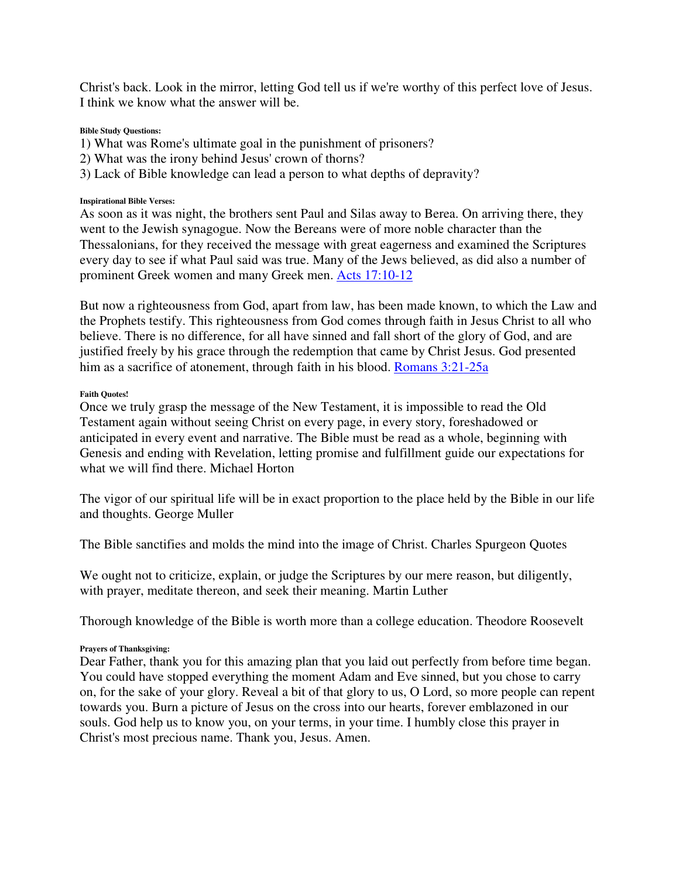Christ's back. Look in the mirror, letting God tell us if we're worthy of this perfect love of Jesus. I think we know what the answer will be.

**Bible Study Questions:**

1) What was Rome's ultimate goal in the punishment of prisoners?
2) What was the irony behind Jesus' crown of thorns?
3) Lack of Bible knowledge can lead a person to what depths of depravity?

**Inspirational Bible Verses:**

As soon as it was night, the brothers sent Paul and Silas away to Berea. On arriving there, they went to the Jewish synagogue. Now the Bereans were of more noble character than the Thessalonians, for they received the message with great eagerness and examined the Scriptures every day to see if what Paul said was true. Many of the Jews believed, as did also a number of prominent Greek women and many Greek men. Acts 17:10-12

But now a righteousness from God, apart from law, has been made known, to which the Law and the Prophets testify. This righteousness from God comes through faith in Jesus Christ to all who believe. There is no difference, for all have sinned and fall short of the glory of God, and are justified freely by his grace through the redemption that came by Christ Jesus. God presented him as a sacrifice of atonement, through faith in his blood. Romans 3:21-25a

**Faith Quotes!**

Once we truly grasp the message of the New Testament, it is impossible to read the Old Testament again without seeing Christ on every page, in every story, foreshadowed or anticipated in every event and narrative. The Bible must be read as a whole, beginning with Genesis and ending with Revelation, letting promise and fulfillment guide our expectations for what we will find there. Michael Horton

The vigor of our spiritual life will be in exact proportion to the place held by the Bible in our life and thoughts. George Muller

The Bible sanctifies and molds the mind into the image of Christ. Charles Spurgeon Quotes

We ought not to criticize, explain, or judge the Scriptures by our mere reason, but diligently, with prayer, meditate thereon, and seek their meaning. Martin Luther

Thorough knowledge of the Bible is worth more than a college education. Theodore Roosevelt

**Prayers of Thanksgiving:**

Dear Father, thank you for this amazing plan that you laid out perfectly from before time began. You could have stopped everything the moment Adam and Eve sinned, but you chose to carry on, for the sake of your glory. Reveal a bit of that glory to us, O Lord, so more people can repent towards you. Burn a picture of Jesus on the cross into our hearts, forever emblazoned in our souls. God help us to know you, on your terms, in your time. I humbly close this prayer in Christ's most precious name. Thank you, Jesus. Amen.